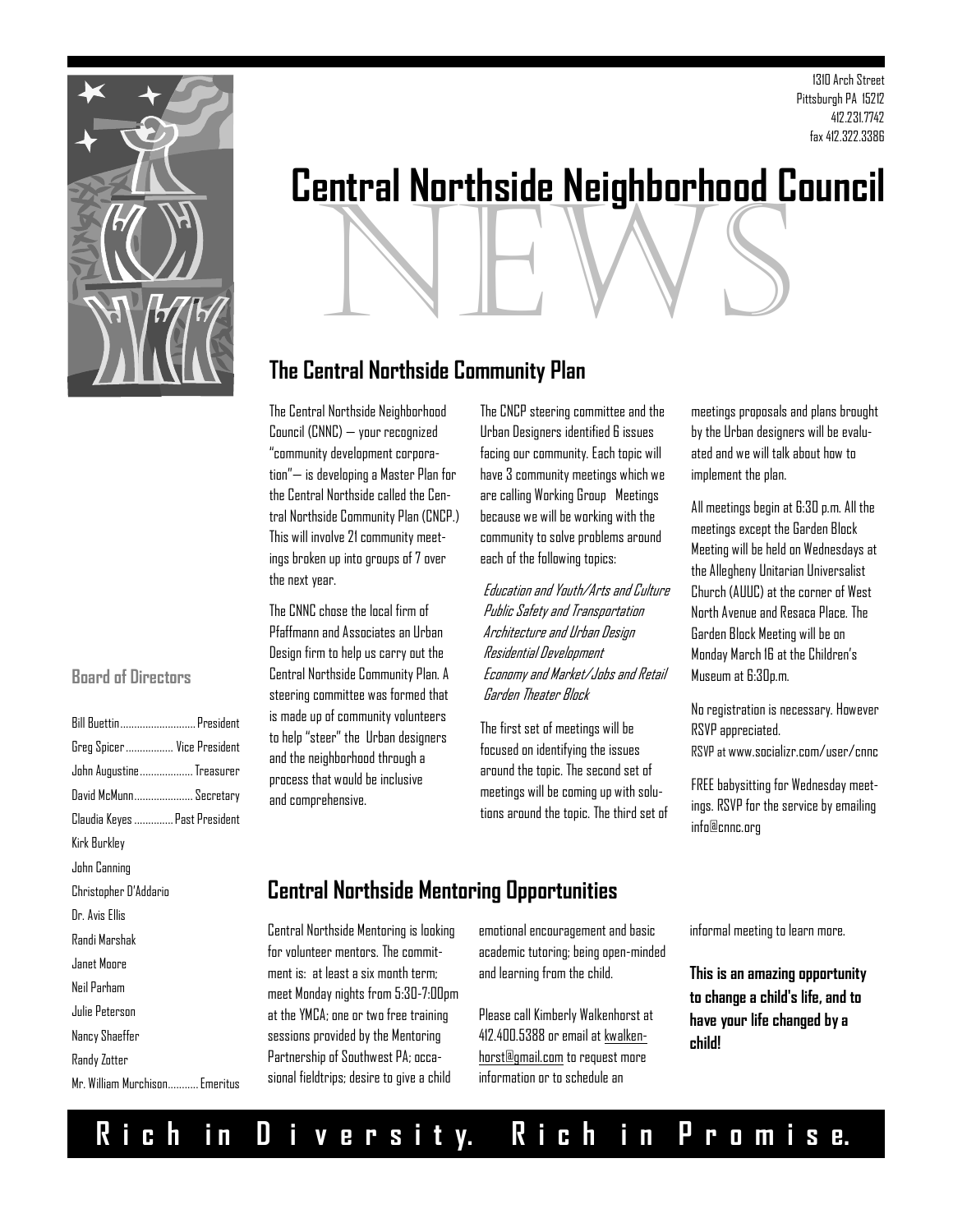1310 Arch Street
Pittsburgh PA 15212
412.231.7742
fax 412.322.3386

# Central Northside Neighborhood Council NEWS

## The Central Northside Community Plan

The Central Northside Neighborhood Council (CNNC) — your recognized "community development corporation"— is developing a Master Plan for the Central Northside called the Central Northside Community Plan (CNCP.) This will involve 21 community meetings broken up into groups of 7 over the next year.

The CNNC chose the local firm of Pfaffmann and Associates an Urban Design firm to help us carry out the Central Northside Community Plan. A steering committee was formed that is made up of community volunteers to help "steer" the Urban designers and the neighborhood through a process that would be inclusive and comprehensive.

The CNCP steering committee and the Urban Designers identified 6 issues facing our community. Each topic will have 3 community meetings which we are calling Working Group Meetings because we will be working with the community to solve problems around each of the following topics:

*Education and Youth/Arts and Culture*
*Public Safety and Transportation*
*Architecture and Urban Design*
*Residential Development*
*Economy and Market/Jobs and Retail*
*Garden Theater Block*

The first set of meetings will be focused on identifying the issues around the topic. The second set of meetings will be coming up with solutions around the topic. The third set of meetings proposals and plans brought by the Urban designers will be evaluated and we will talk about how to implement the plan.

All meetings begin at 6:30 p.m. All the meetings except the Garden Block Meeting will be held on Wednesdays at the Allegheny Unitarian Universalist Church (AUUC) at the corner of West North Avenue and Resaca Place. The Garden Block Meeting will be on Monday March 16 at the Children's Museum at 6:30p.m.

No registration is necessary. However RSVP appreciated.
RSVP at www.socializr.com/user/cnnc

FREE babysitting for Wednesday meetings. RSVP for the service by emailing info@cnnc.org

## Central Northside Mentoring Opportunities

Central Northside Mentoring is looking for volunteer mentors. The commitment is: at least a six month term; meet Monday nights from 5:30-7:00pm at the YMCA; one or two free training sessions provided by the Mentoring Partnership of Southwest PA; occasional fieldtrips; desire to give a child emotional encouragement and basic academic tutoring; being open-minded and learning from the child.

Please call Kimberly Walkenhorst at 412.400.5388 or email at kwalkenhorst@gmail.com to request more information or to schedule an informal meeting to learn more.

**This is an amazing opportunity to change a child's life, and to have your life changed by a child!**

### Board of Directors

- Bill Buettin .......... President
- Greg Spicer .......... Vice President
- John Augustine .......... Treasurer
- David McMunn .......... Secretary
- Claudia Keyes .......... Past President
- Kirk Burkley
- John Canning
- Christopher D'Addario
- Dr. Avis Ellis
- Randi Marshak
- Janet Moore
- Neil Parham
- Julie Peterson
- Nancy Shaeffer
- Randy Zotter
- Mr. William Murchison .......... Emeritus

**Rich in Diversity. Rich in Promise.**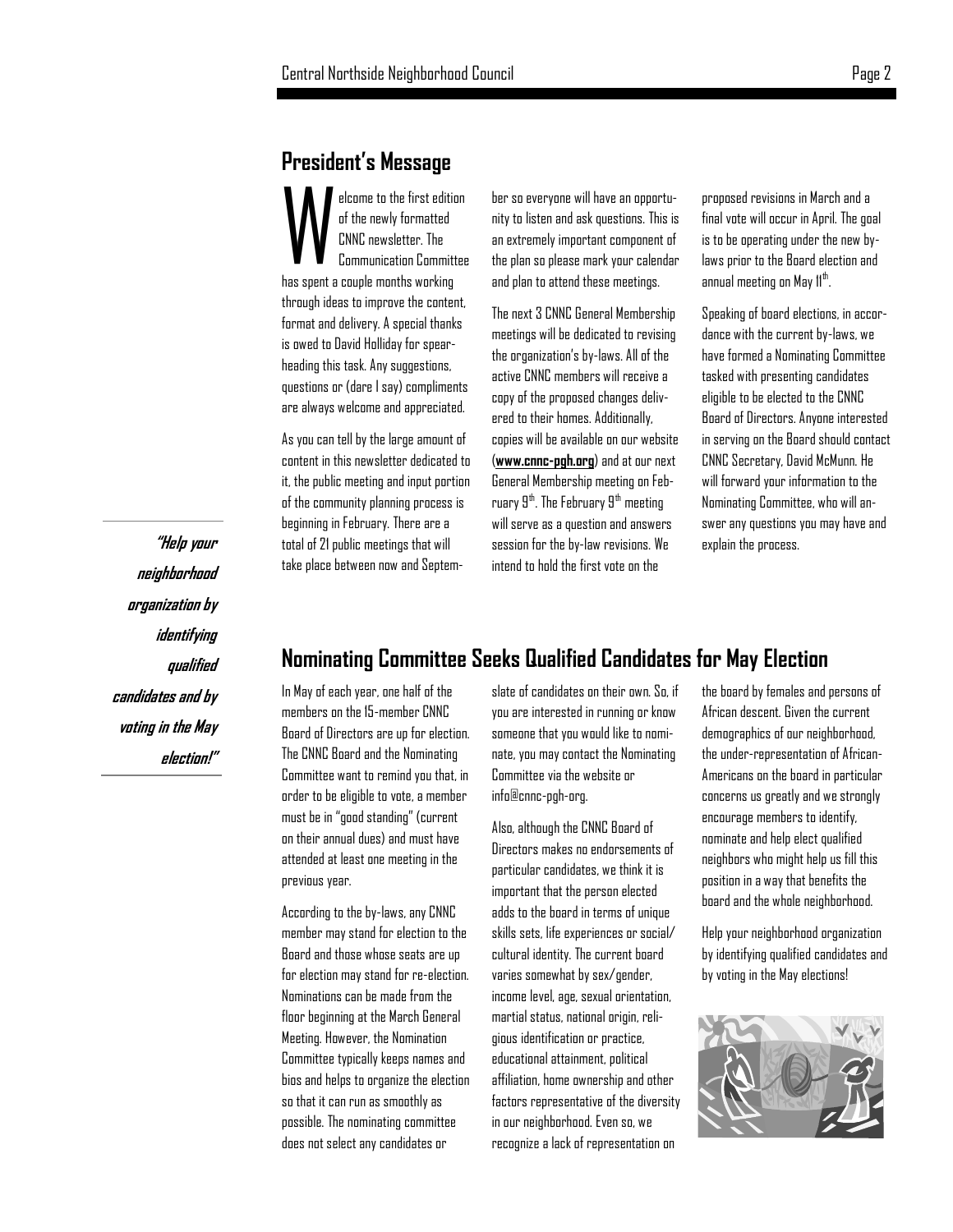## President's Message

Welcome to the first edition of the newly formatted CNNC newsletter. The Communication Committee has spent a couple months working through ideas to improve the content, format and delivery. A special thanks is owed to David Holliday for spearheading this task. Any suggestions, questions or (dare I say) compliments are always welcome and appreciated.

As you can tell by the large amount of content in this newsletter dedicated to it, the public meeting and input portion of the community planning process is beginning in February. There are a total of 21 public meetings that will take place between now and September so everyone will have an opportunity to listen and ask questions. This is an extremely important component of the plan so please mark your calendar and plan to attend these meetings.

The next 3 CNNC General Membership meetings will be dedicated to revising the organization's by-laws. All of the active CNNC members will receive a copy of the proposed changes delivered to their homes. Additionally, copies will be available on our website (**www.cnnc-pgh.org**) and at our next General Membership meeting on February 9th. The February 9th meeting will serve as a question and answers session for the by-law revisions. We intend to hold the first vote on the proposed revisions in March and a final vote will occur in April. The goal is to be operating under the new by-laws prior to the Board election and annual meeting on May 11th.

Speaking of board elections, in accordance with the current by-laws, we have formed a Nominating Committee tasked with presenting candidates eligible to be elected to the CNNC Board of Directors. Anyone interested in serving on the Board should contact CNNC Secretary, David McMunn. He will forward your information to the Nominating Committee, who will answer any questions you may have and explain the process.

***"Help your neighborhood organization by identifying qualified candidates and by voting in the May election!"***

## Nominating Committee Seeks Qualified Candidates for May Election

In May of each year, one half of the members on the 15-member CNNC Board of Directors are up for election. The CNNC Board and the Nominating Committee want to remind you that, in order to be eligible to vote, a member must be in "good standing" (current on their annual dues) and must have attended at least one meeting in the previous year.

According to the by-laws, any CNNC member may stand for election to the Board and those whose seats are up for election may stand for re-election. Nominations can be made from the floor beginning at the March General Meeting. However, the Nomination Committee typically keeps names and bios and helps to organize the election so that it can run as smoothly as possible. The nominating committee does not select any candidates or slate of candidates on their own. So, if you are interested in running or know someone that you would like to nominate, you may contact the Nominating Committee via the website or info@cnnc-pgh-org.

Also, although the CNNC Board of Directors makes no endorsements of particular candidates, we think it is important that the person elected adds to the board in terms of unique skills sets, life experiences or social/cultural identity. The current board varies somewhat by sex/gender, income level, age, sexual orientation, martial status, national origin, religious identification or practice, educational attainment, political affiliation, home ownership and other factors representative of the diversity in our neighborhood. Even so, we recognize a lack of representation on the board by females and persons of African descent. Given the current demographics of our neighborhood, the under-representation of African-Americans on the board in particular concerns us greatly and we strongly encourage members to identify, nominate and help elect qualified neighbors who might help us fill this position in a way that benefits the board and the whole neighborhood.

Help your neighborhood organization by identifying qualified candidates and by voting in the May elections!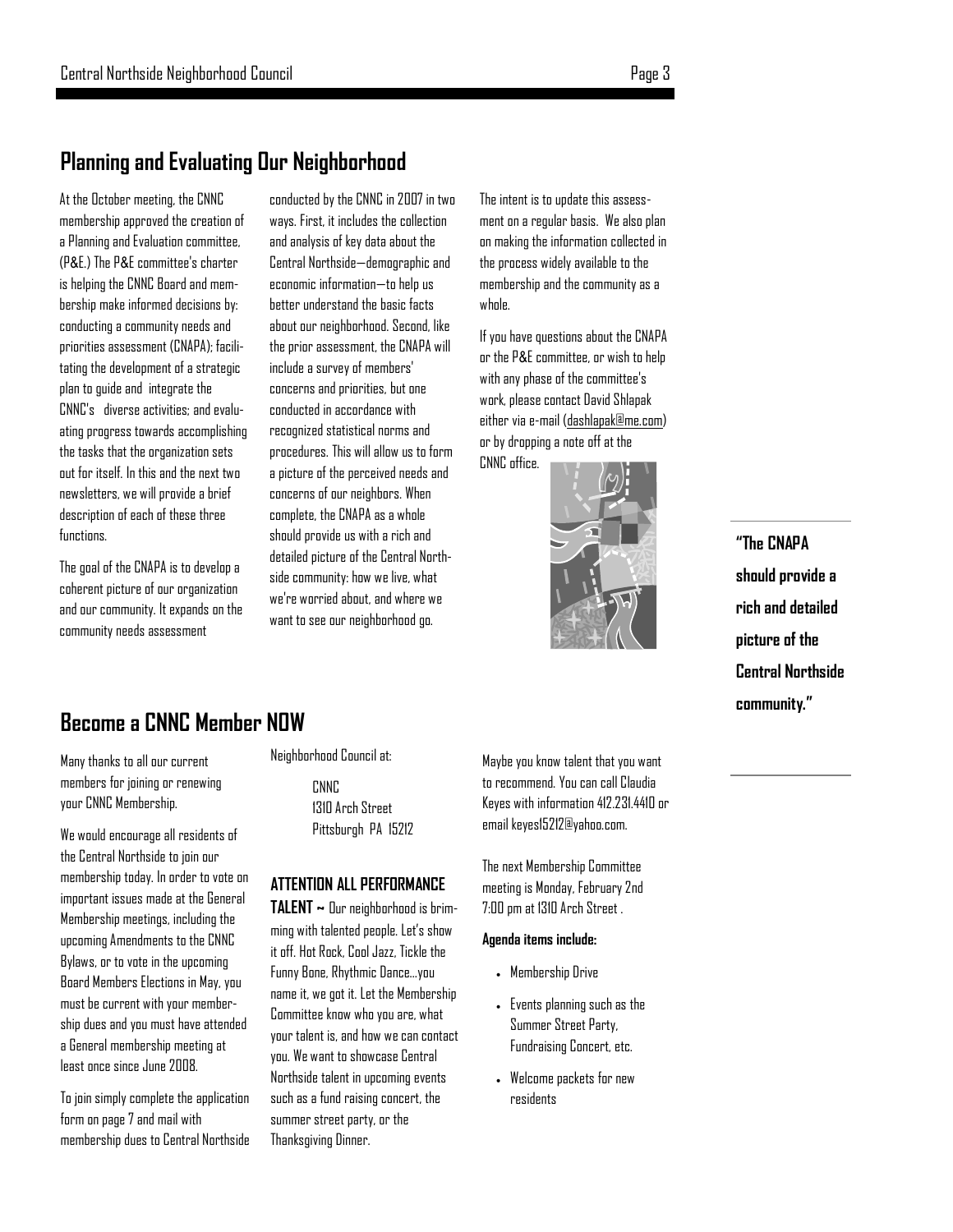## Planning and Evaluating Our Neighborhood

At the October meeting, the CNNC membership approved the creation of a Planning and Evaluation committee, (P&E.) The P&E committee's charter is helping the CNNC Board and membership make informed decisions by: conducting a community needs and priorities assessment (CNAPA); facilitating the development of a strategic plan to guide and integrate the CNNC's diverse activities; and evaluating progress towards accomplishing the tasks that the organization sets out for itself. In this and the next two newsletters, we will provide a brief description of each of these three functions.

The goal of the CNAPA is to develop a coherent picture of our organization and our community. It expands on the community needs assessment conducted by the CNNC in 2007 in two ways. First, it includes the collection and analysis of key data about the Central Northside—demographic and economic information—to help us better understand the basic facts about our neighborhood. Second, like the prior assessment, the CNAPA will include a survey of members' concerns and priorities, but one conducted in accordance with recognized statistical norms and procedures. This will allow us to form a picture of the perceived needs and concerns of our neighbors. When complete, the CNAPA as a whole should provide us with a rich and detailed picture of the Central Northside community: how we live, what we're worried about, and where we want to see our neighborhood go.

The intent is to update this assessment on a regular basis. We also plan on making the information collected in the process widely available to the membership and the community as a whole.

If you have questions about the CNAPA or the P&E committee, or wish to help with any phase of the committee's work, please contact David Shlapak either via e-mail (dashlapak@me.com) or by dropping a note off at the CNNC office.

**"The CNAPA should provide a rich and detailed picture of the Central Northside community."**

## Become a CNNC Member NOW

Many thanks to all our current members for joining or renewing your CNNC Membership.

We would encourage all residents of the Central Northside to join our membership today. In order to vote on important issues made at the General Membership meetings, including the upcoming Amendments to the CNNC Bylaws, or to vote in the upcoming Board Members Elections in May, you must be current with your membership dues and you must have attended a General membership meeting at least once since June 2008.

To join simply complete the application form on page 7 and mail with membership dues to Central Northside Neighborhood Council at:

CNNC
1310 Arch Street
Pittsburgh PA 15212

**ATTENTION ALL PERFORMANCE TALENT ~** Our neighborhood is brimming with talented people. Let's show it off. Hot Rock, Cool Jazz, Tickle the Funny Bone, Rhythmic Dance…you name it, we got it. Let the Membership Committee know who you are, what your talent is, and how we can contact you. We want to showcase Central Northside talent in upcoming events such as a fund raising concert, the summer street party, or the Thanksgiving Dinner.

Maybe you know talent that you want to recommend. You can call Claudia Keyes with information 412.231.4410 or email keyes15212@yahoo.com.

The next Membership Committee meeting is Monday, February 2nd 7:00 pm at 1310 Arch Street .

**Agenda items include:**

- Membership Drive
- Events planning such as the Summer Street Party, Fundraising Concert, etc.
- Welcome packets for new residents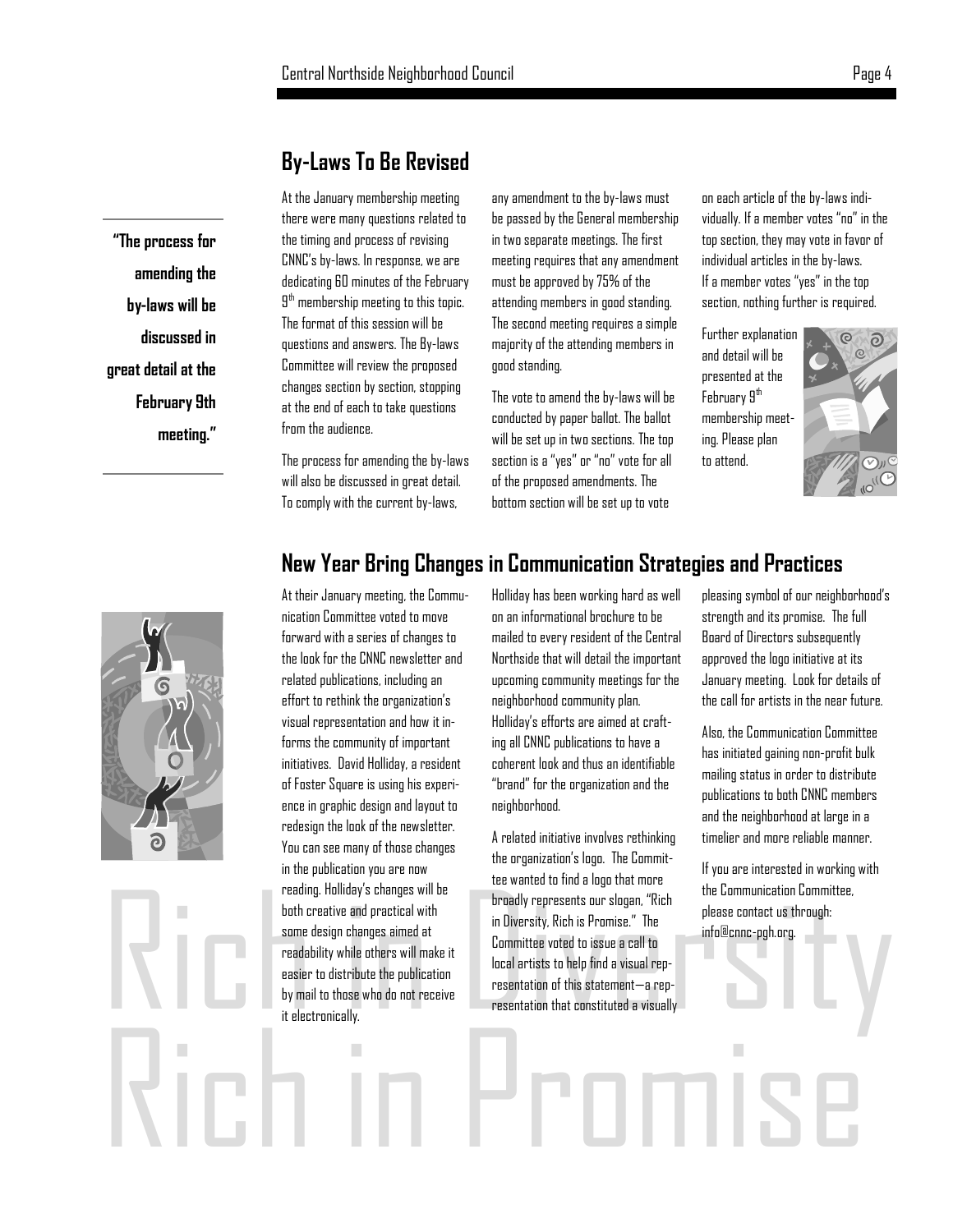## By-Laws To Be Revised

> **"The process for amending the by-laws will be discussed in great detail at the February 9th meeting."**

At the January membership meeting there were many questions related to the timing and process of revising CNNC's by-laws. In response, we are dedicating 60 minutes of the February 9th membership meeting to this topic. The format of this session will be questions and answers. The By-laws Committee will review the proposed changes section by section, stopping at the end of each to take questions from the audience.

The process for amending the by-laws will also be discussed in great detail. To comply with the current by-laws, any amendment to the by-laws must be passed by the General membership in two separate meetings. The first meeting requires that any amendment must be approved by 75% of the attending members in good standing. The second meeting requires a simple majority of the attending members in good standing.

The vote to amend the by-laws will be conducted by paper ballot. The ballot will be set up in two sections. The top section is a "yes" or "no" vote for all of the proposed amendments. The bottom section will be set up to vote on each article of the by-laws individually. If a member votes "no" in the top section, they may vote in favor of individual articles in the by-laws. If a member votes "yes" in the top section, nothing further is required.

Further explanation and detail will be presented at the February 9th membership meeting. Please plan to attend.

## New Year Bring Changes in Communication Strategies and Practices

At their January meeting, the Communication Committee voted to move forward with a series of changes to the look for the CNNC newsletter and related publications, including an effort to rethink the organization's visual representation and how it informs the community of important initiatives. David Holliday, a resident of Foster Square is using his experience in graphic design and layout to redesign the look of the newsletter. You can see many of those changes in the publication you are now reading. Holliday's changes will be both creative and practical with some design changes aimed at readability while others will make it easier to distribute the publication by mail to those who do not receive it electronically.

Holliday has been working hard as well on an informational brochure to be mailed to every resident of the Central Northside that will detail the important upcoming community meetings for the neighborhood community plan. Holliday's efforts are aimed at crafting all CNNC publications to have a coherent look and thus an identifiable "brand" for the organization and the neighborhood.

A related initiative involves rethinking the organization's logo. The Committee wanted to find a logo that more broadly represents our slogan, "Rich in Diversity, Rich is Promise." The Committee voted to issue a call to local artists to help find a visual representation of this statement—a representation that constituted a visually pleasing symbol of our neighborhood's strength and its promise. The full Board of Directors subsequently approved the logo initiative at its January meeting. Look for details of the call for artists in the near future.

Also, the Communication Committee has initiated gaining non-profit bulk mailing status in order to distribute publications to both CNNC members and the neighborhood at large in a timelier and more reliable manner.

If you are interested in working with the Communication Committee, please contact us through: info@cnnc-pgh.org.

Rich in Diversity
Rich in Promise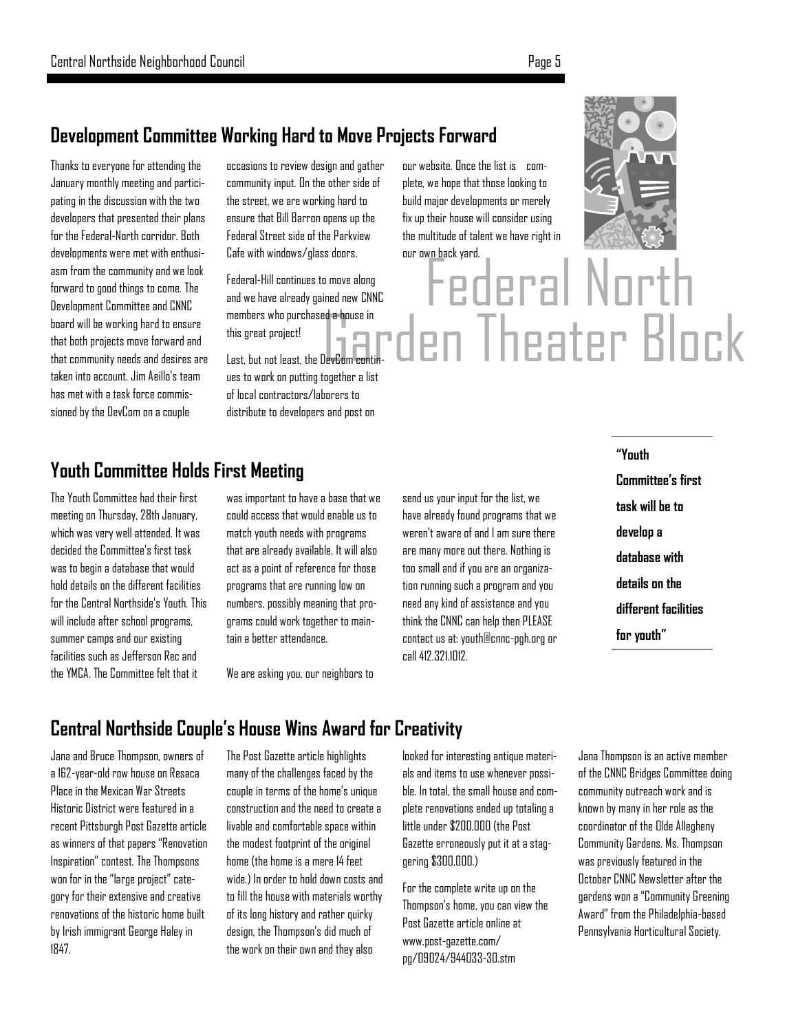## Development Committee Working Hard to Move Projects Forward

Thanks to everyone for attending the January monthly meeting and participating in the discussion with the two developers that presented their plans for the Federal-North corridor. Both developments were met with enthusiasm from the community and we look forward to good things to come. The Development Committee and CNNC board will be working hard to ensure that both projects move forward and that community needs and desires are taken into account. Jim Aeillo's team has met with a task force commissioned by the DevCom on a couple occasions to review design and gather community input. On the other side of the street, we are working hard to ensure that Bill Barron opens up the Federal Street side of the Parkview Cafe with windows/glass doors.

Federal-Hill continues to move along and we have already gained new CNNC members who purchased a house in this great project!

Last, but not least, the DevCom continues to work on putting together a list of local contractors/laborers to distribute to developers and post on our website. Once the list is complete, we hope that those looking to build major developments or merely fix up their house will consider using the multitude of talent we have right in our own back yard.

Federal North

Garden Theater Block

## Youth Committee Holds First Meeting

The Youth Committee had their first meeting on Thursday, 28th January, which was very well attended. It was decided the Committee's first task was to begin a database that would hold details on the different facilities for the Central Northside's Youth. This will include after school programs, summer camps and our existing facilities such as Jefferson Rec and the YMCA. The Committee felt that it was important to have a base that we could access that would enable us to match youth needs with programs that are already available. It will also act as a point of reference for those programs that are running low on numbers, possibly meaning that programs could work together to maintain a better attendance.

We are asking you, our neighbors to send us your input for the list, we have already found programs that we weren't aware of and I am sure there are many more out there. Nothing is too small and if you are an organization running such a program and you need any kind of assistance and you think the CNNC can help then PLEASE contact us at: youth@cnnc-pgh.org or call 412.321.1012.

> **"Youth Committee's first task will be to develop a database with details on the different facilities for youth"**

## Central Northside Couple's House Wins Award for Creativity

Jana and Bruce Thompson, owners of a 162-year-old row house on Resaca Place in the Mexican War Streets Historic District were featured in a recent Pittsburgh Post Gazette article as winners of that papers "Renovation Inspiration" contest. The Thompsons won for in the "large project" category for their extensive and creative renovations of the historic home built by Irish immigrant George Haley in 1847.

The Post Gazette article highlights many of the challenges faced by the couple in terms of the home's unique construction and the need to create a livable and comfortable space within the modest footprint of the original home (the home is a mere 14 feet wide.) In order to hold down costs and to fill the house with materials worthy of its long history and rather quirky design, the Thompson's did much of the work on their own and they also looked for interesting antique materials and items to use whenever possible. In total, the small house and complete renovations ended up totaling a little under $200,000 (the Post Gazette erroneously put it at a staggering $300,000.)

For the complete write up on the Thompson's home, you can view the Post Gazette article online at www.post-gazette.com/pg/09024/944033-30.stm

Jana Thompson is an active member of the CNNC Bridges Committee doing community outreach work and is known by many in her role as the coordinator of the Olde Allegheny Community Gardens. Ms. Thompson was previously featured in the October CNNC Newsletter after the gardens won a "Community Greening Award" from the Philadelphia-based Pennsylvania Horticultural Society.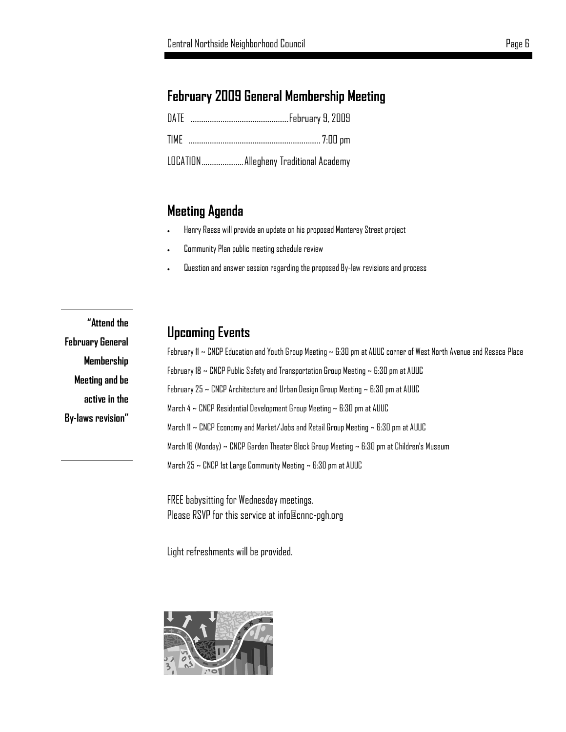## February 2009 General Membership Meeting

DATE .................................................... February 9, 2009

TIME ...................................................................... 7:00 pm

LOCATION ...................... Allegheny Traditional Academy

## Meeting Agenda

- Henry Reese will provide an update on his proposed Monterey Street project
- Community Plan public meeting schedule review
- Question and answer session regarding the proposed By-law revisions and process

**"Attend the February General Membership Meeting and be active in the By-laws revision"**

## Upcoming Events

February 11 ~ CNCP Education and Youth Group Meeting ~ 6:30 pm at AUUC corner of West North Avenue and Resaca Place

February 18 ~ CNCP Public Safety and Transportation Group Meeting ~ 6:30 pm at AUUC

February 25 ~ CNCP Architecture and Urban Design Group Meeting ~ 6:30 pm at AUUC

March 4 ~ CNCP Residential Development Group Meeting ~ 6:30 pm at AUUC

March 11 ~ CNCP Economy and Market/Jobs and Retail Group Meeting ~ 6:30 pm at AUUC

March 16 (Monday) ~ CNCP Garden Theater Block Group Meeting ~ 6:30 pm at Children's Museum

March 25 ~ CNCP 1st Large Community Meeting ~ 6:30 pm at AUUC

FREE babysitting for Wednesday meetings.
Please RSVP for this service at info@cnnc-pgh.org

Light refreshments will be provided.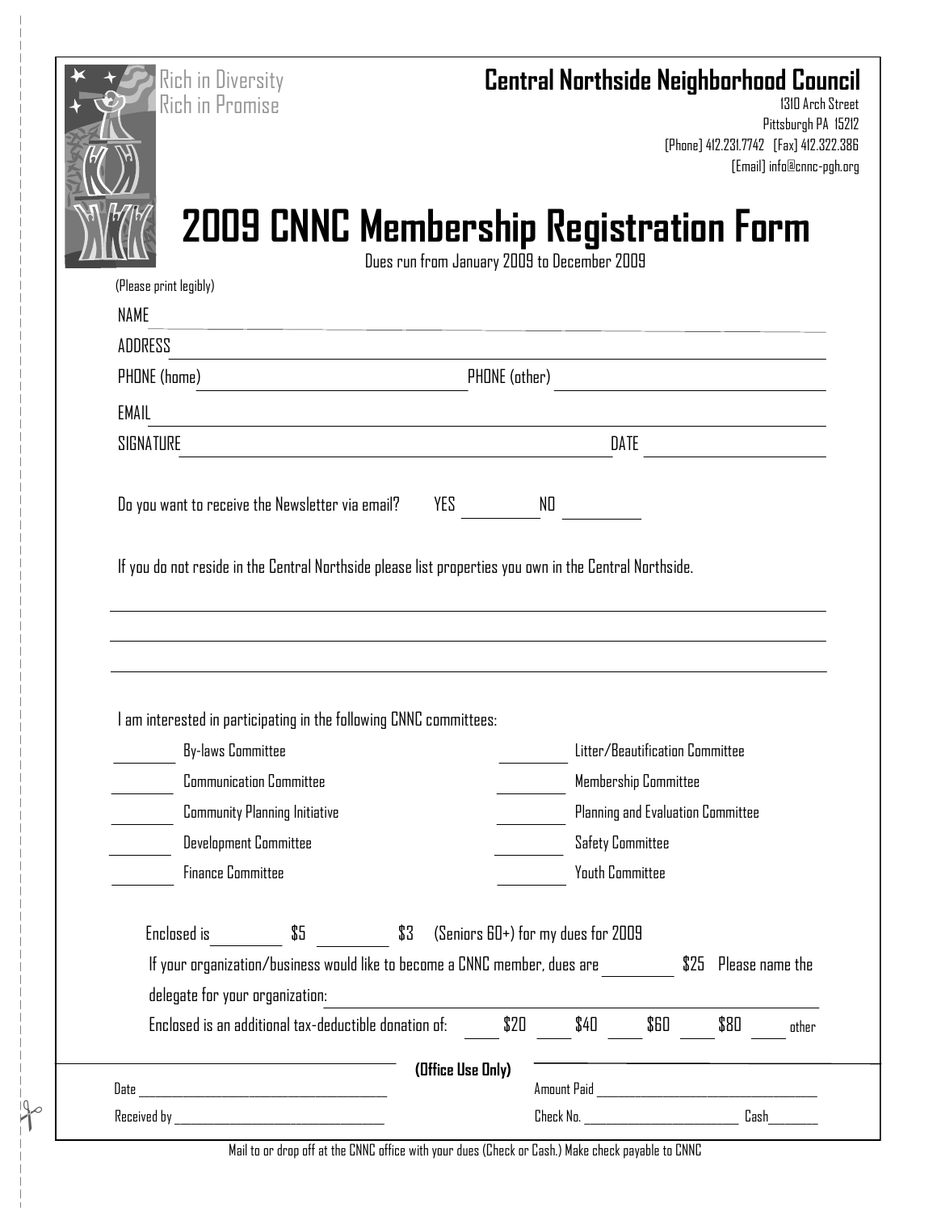Rich in Diversity
Rich in Promise

**Central Northside Neighborhood Council**
1310 Arch Street
Pittsburgh PA 15212
[Phone] 412.231.7742 [Fax] 412.322.386
[Email] info@cnnc-pgh.org

# 2009 CNNC Membership Registration Form

Dues run from January 2009 to December 2009

(Please print legibly)

NAME ____________________________________________

ADDRESS ____________________________________________

PHONE (home) ____________________ PHONE (other) ____________________

EMAIL ____________________________________________

SIGNATURE ______________________________ DATE ____________

Do you want to receive the Newsletter via email? YES ________ NO ________

If you do not reside in the Central Northside please list properties you own in the Central Northside.

____________________________________________

____________________________________________

____________________________________________

I am interested in participating in the following CNNC committees:

| | | | |
|---|---|---|---|
| ________ | By-laws Committee | ________ | Litter/Beautification Committee |
| ________ | Communication Committee | ________ | Membership Committee |
| ________ | Community Planning Initiative | ________ | Planning and Evaluation Committee |
| ________ | Development Committee | ________ | Safety Committee |
| ________ | Finance Committee | ________ | Youth Committee |

Enclosed is ________ $5 ________ $3 (Seniors 60+) for my dues for 2009

If your organization/business would like to become a CNNC member, dues are ________ $25 Please name the delegate for your organization: ____________________________

Enclosed is an additional tax-deductible donation of: ____ $20 ____ $40 ____ $60 ____ $80 ____ other

**(Office Use Only)**

Date ____________________ Amount Paid ____________________

Received by ____________________ Check No. ____________ Cash ________

Mail to or drop off at the CNNC office with your dues (Check or Cash.) Make check payable to CNNC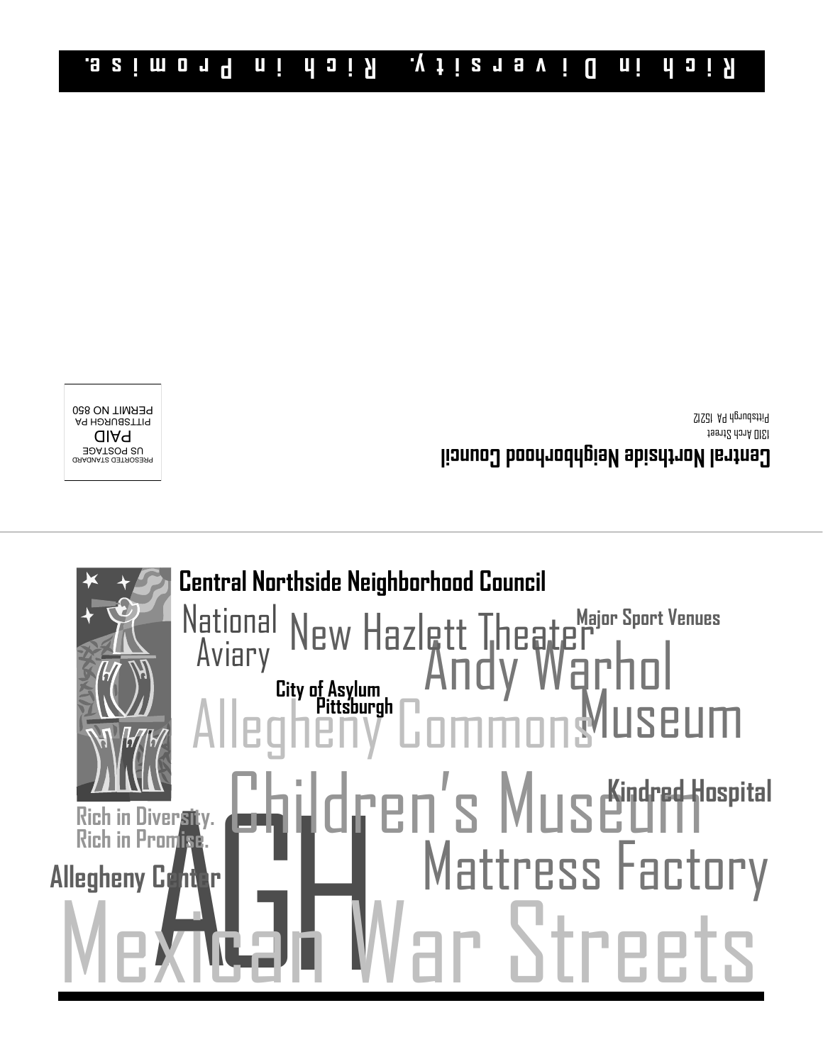Rich in Diversity. Rich in Promise.

**Central Northside Neighborhood Council**
1310 Arch Street
Pittsburgh PA 15212

PRESORTED STANDARD
US POSTAGE
PAID
PITTSBURGH PA
PERMIT NO 850

**Central Northside Neighborhood Council**

National Aviary

New Hazlett Theater

Major Sport Venues

Andy Warhol Museum

City of Asylum Pittsburgh

Allegheny Commons

Children's Museum

Kindred Hospital

Rich in Diversity.
Rich in Promise.

Allegheny Center

AGH

Mattress Factory

Mexican War Streets